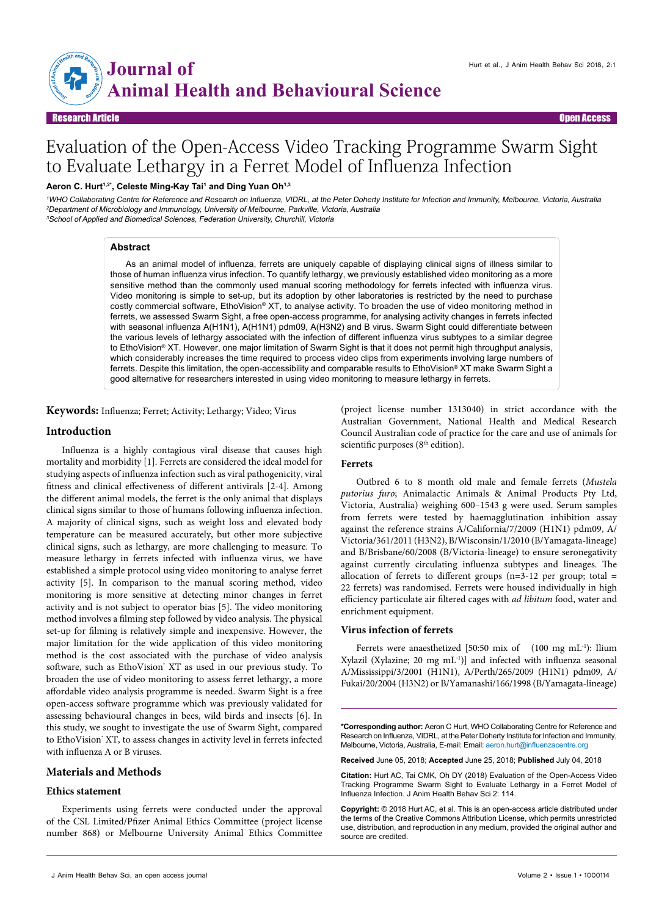# Evaluation of the Open-Access Video Tracking Programme Swarm Sight to Evaluate Lethargy in a Ferret Model of Influenza Infection

**Aeron C. Hurt[1,2*], Celeste Ming-Kay Tai[1] and Ding Yuan Oh[1,3]**

[1]*WHO Collaborating Centre for Reference and Research on Influenza, VIDRL, at the Peter Doherty Institute for Infection and Immunity, Melbourne, Victoria, Australia*
[2]*Department of Microbiology and Immunology, University of Melbourne, Parkville, Victoria, Australia*
[3]*School of Applied and Biomedical Sciences, Federation University, Churchill, Victoria*

## Abstract

As an animal model of influenza, ferrets are uniquely capable of displaying clinical signs of illness similar to those of human influenza virus infection. To quantify lethargy, we previously established video monitoring as a more sensitive method than the commonly used manual scoring methodology for ferrets infected with influenza virus. Video monitoring is simple to set-up, but its adoption by other laboratories is restricted by the need to purchase costly commercial software, EthoVision® XT, to analyse activity. To broaden the use of video monitoring method in ferrets, we assessed Swarm Sight, a free open-access programme, for analysing activity changes in ferrets infected with seasonal influenza A(H1N1), A(H1N1) pdm09, A(H3N2) and B virus. Swarm Sight could differentiate between the various levels of lethargy associated with the infection of different influenza virus subtypes to a similar degree to EthoVision® XT. However, one major limitation of Swarm Sight is that it does not permit high throughput analysis, which considerably increases the time required to process video clips from experiments involving large numbers of ferrets. Despite this limitation, the open-accessibility and comparable results to EthoVision® XT make Swarm Sight a good alternative for researchers interested in using video monitoring to measure lethargy in ferrets.

**Keywords:** Influenza; Ferret; Activity; Lethargy; Video; Virus

## Introduction

Influenza is a highly contagious viral disease that causes high mortality and morbidity [1]. Ferrets are considered the ideal model for studying aspects of influenza infection such as viral pathogenicity, viral fitness and clinical effectiveness of different antivirals [2-4]. Among the different animal models, the ferret is the only animal that displays clinical signs similar to those of humans following influenza infection. A majority of clinical signs, such as weight loss and elevated body temperature can be measured accurately, but other more subjective clinical signs, such as lethargy, are more challenging to measure. To measure lethargy in ferrets infected with influenza virus, we have established a simple protocol using video monitoring to analyse ferret activity [5]. In comparison to the manual scoring method, video monitoring is more sensitive at detecting minor changes in ferret activity and is not subject to operator bias [5]. The video monitoring method involves a filming step followed by video analysis. The physical set-up for filming is relatively simple and inexpensive. However, the major limitation for the wide application of this video monitoring method is the cost associated with the purchase of video analysis software, such as EthoVision® XT as used in our previous study. To broaden the use of video monitoring to assess ferret lethargy, a more affordable video analysis programme is needed. Swarm Sight is a free open-access software programme which was previously validated for assessing behavioural changes in bees, wild birds and insects [6]. In this study, we sought to investigate the use of Swarm Sight, compared to EthoVision® XT, to assess changes in activity level in ferrets infected with influenza A or B viruses.

## Materials and Methods

### Ethics statement

Experiments using ferrets were conducted under the approval of the CSL Limited/Pfizer Animal Ethics Committee (project license number 868) or Melbourne University Animal Ethics Committee (project license number 1313040) in strict accordance with the Australian Government, National Health and Medical Research Council Australian code of practice for the care and use of animals for scientific purposes (8th edition).

### Ferrets

Outbred 6 to 8 month old male and female ferrets (*Mustela putorius furo*; Animalactic Animals & Animal Products Pty Ltd, Victoria, Australia) weighing 600–1543 g were used. Serum samples from ferrets were tested by haemagglutination inhibition assay against the reference strains A/California/7/2009 (H1N1) pdm09, A/Victoria/361/2011 (H3N2), B/Wisconsin/1/2010 (B/Yamagata-lineage) and B/Brisbane/60/2008 (B/Victoria-lineage) to ensure seronegativity against currently circulating influenza subtypes and lineages. The allocation of ferrets to different groups (n=3-12 per group; total = 22 ferrets) was randomised. Ferrets were housed individually in high efficiency particulate air filtered cages with *ad libitum* food, water and enrichment equipment.

### Virus infection of ferrets

Ferrets were anaesthetized [50:50 mix of (100 mg mL$^{-1}$): Ilium Xylazil (Xylazine; 20 mg mL$^{-1}$)] and infected with influenza seasonal A/Mississippi/3/2001 (H1N1), A/Perth/265/2009 (H1N1) pdm09, A/Fukai/20/2004 (H3N2) or B/Yamanashi/166/1998 (B/Yamagata-lineage)

---

**\*Corresponding author:** Aeron C Hurt, WHO Collaborating Centre for Reference and Research on Influenza, VIDRL, at the Peter Doherty Institute for Infection and Immunity, Melbourne, Victoria, Australia, E-mail: Email: aeron.hurt@influenzacentre.org

**Received** June 05, 2018; **Accepted** June 25, 2018; **Published** July 04, 2018

**Citation:** Hurt AC, Tai CMK, Oh DY (2018) Evaluation of the Open-Access Video Tracking Programme Swarm Sight to Evaluate Lethargy in a Ferret Model of Influenza Infection. J Anim Health Behav Sci 2: 114.

**Copyright:** © 2018 Hurt AC, et al. This is an open-access article distributed under the terms of the Creative Commons Attribution License, which permits unrestricted use, distribution, and reproduction in any medium, provided the original author and source are credited.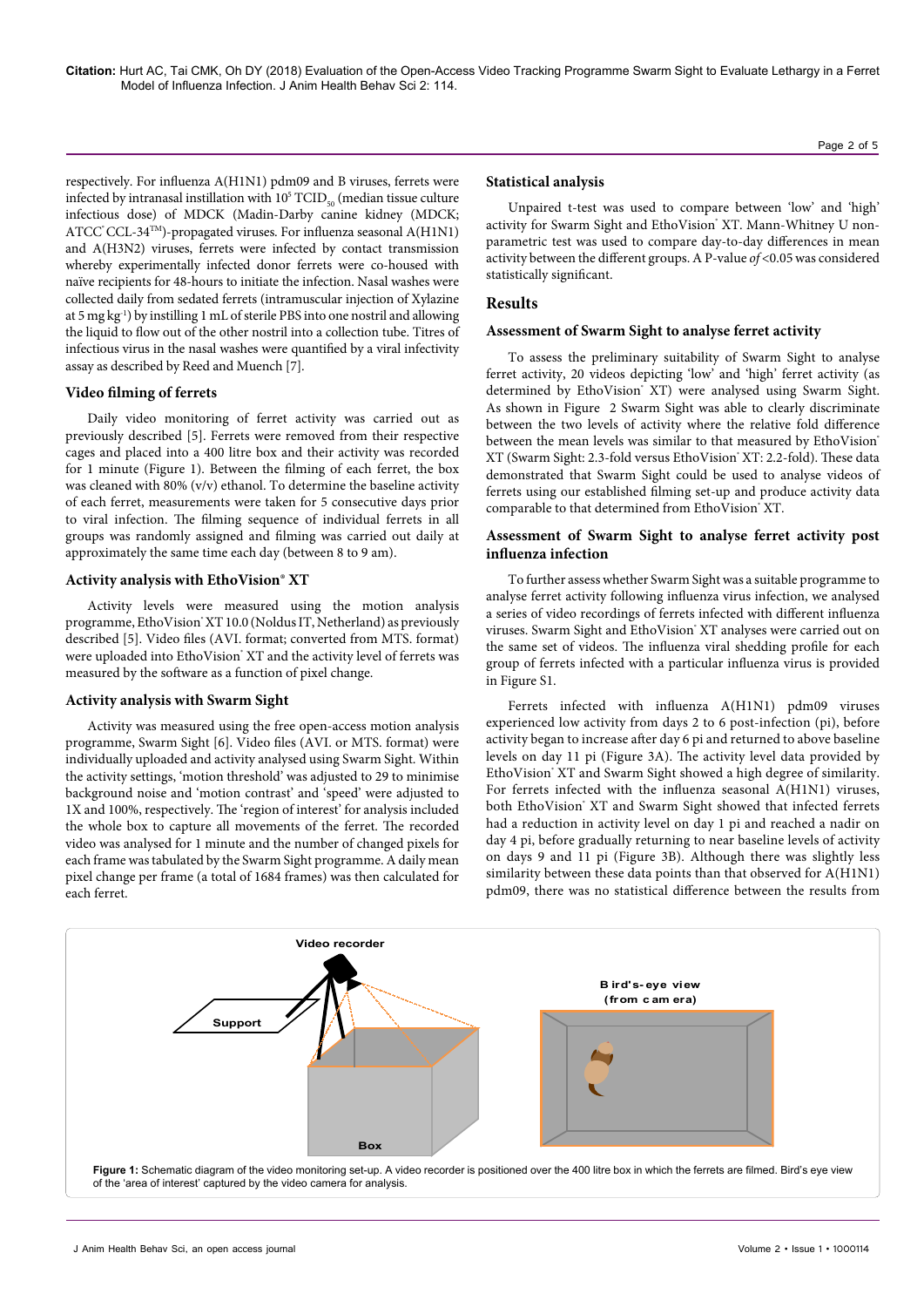respectively. For influenza A(H1N1) pdm09 and B viruses, ferrets were infected by intranasal instillation with $10^5$ $TCID_{50}$ (median tissue culture infectious dose) of MDCK (Madin-Darby canine kidney (MDCK; ATCC® CCL-34™)-propagated viruses. For influenza seasonal A(H1N1) and A(H3N2) viruses, ferrets were infected by contact transmission whereby experimentally infected donor ferrets were co-housed with naïve recipients for 48-hours to initiate the infection. Nasal washes were collected daily from sedated ferrets (intramuscular injection of Xylazine at 5 mg $kg^{-1}$) by instilling 1 mL of sterile PBS into one nostril and allowing the liquid to flow out of the other nostril into a collection tube. Titres of infectious virus in the nasal washes were quantified by a viral infectivity assay as described by Reed and Muench [7].

### Video filming of ferrets

Daily video monitoring of ferret activity was carried out as previously described [5]. Ferrets were removed from their respective cages and placed into a 400 litre box and their activity was recorded for 1 minute (Figure 1). Between the filming of each ferret, the box was cleaned with 80% (v/v) ethanol. To determine the baseline activity of each ferret, measurements were taken for 5 consecutive days prior to viral infection. The filming sequence of individual ferrets in all groups was randomly assigned and filming was carried out daily at approximately the same time each day (between 8 to 9 am).

### Activity analysis with EthoVision® XT

Activity levels were measured using the motion analysis programme, EthoVision® XT 10.0 (Noldus IT, Netherland) as previously described [5]. Video files (AVI. format; converted from MTS. format) were uploaded into EthoVision® XT and the activity level of ferrets was measured by the software as a function of pixel change.

### Activity analysis with Swarm Sight

Activity was measured using the free open-access motion analysis programme, Swarm Sight [6]. Video files (AVI. or MTS. format) were individually uploaded and activity analysed using Swarm Sight. Within the activity settings, 'motion threshold' was adjusted to 29 to minimise background noise and 'motion contrast' and 'speed' were adjusted to 1X and 100%, respectively. The 'region of interest' for analysis included the whole box to capture all movements of the ferret. The recorded video was analysed for 1 minute and the number of changed pixels for each frame was tabulated by the Swarm Sight programme. A daily mean pixel change per frame (a total of 1684 frames) was then calculated for each ferret.

### Statistical analysis

Unpaired t-test was used to compare between 'low' and 'high' activity for Swarm Sight and EthoVision® XT. Mann-Whitney U non-parametric test was used to compare day-to-day differences in mean activity between the different groups. A P-value *of* <0.05 was considered statistically significant.

## Results

### Assessment of Swarm Sight to analyse ferret activity

To assess the preliminary suitability of Swarm Sight to analyse ferret activity, 20 videos depicting 'low' and 'high' ferret activity (as determined by EthoVision® XT) were analysed using Swarm Sight. As shown in Figure 2 Swarm Sight was able to clearly discriminate between the two levels of activity where the relative fold difference between the mean levels was similar to that measured by EthoVision® XT (Swarm Sight: 2.3-fold versus EthoVision® XT: 2.2-fold). These data demonstrated that Swarm Sight could be used to analyse videos of ferrets using our established filming set-up and produce activity data comparable to that determined from EthoVision® XT.

### Assessment of Swarm Sight to analyse ferret activity post influenza infection

To further assess whether Swarm Sight was a suitable programme to analyse ferret activity following influenza virus infection, we analysed a series of video recordings of ferrets infected with different influenza viruses. Swarm Sight and EthoVision® XT analyses were carried out on the same set of videos. The influenza viral shedding profile for each group of ferrets infected with a particular influenza virus is provided in Figure S1.

Ferrets infected with influenza A(H1N1) pdm09 viruses experienced low activity from days 2 to 6 post-infection (pi), before activity began to increase after day 6 pi and returned to above baseline levels on day 11 pi (Figure 3A). The activity level data provided by EthoVision® XT and Swarm Sight showed a high degree of similarity. For ferrets infected with the influenza seasonal A(H1N1) viruses, both EthoVision® XT and Swarm Sight showed that infected ferrets had a reduction in activity level on day 1 pi and reached a nadir on day 4 pi, before gradually returning to near baseline levels of activity on days 9 and 11 pi (Figure 3B). Although there was slightly less similarity between these data points than that observed for A(H1N1) pdm09, there was no statistical difference between the results from

**Figure 1:** Schematic diagram of the video monitoring set-up. A video recorder is positioned over the 400 litre box in which the ferrets are filmed. Bird's eye view of the 'area of interest' captured by the video camera for analysis.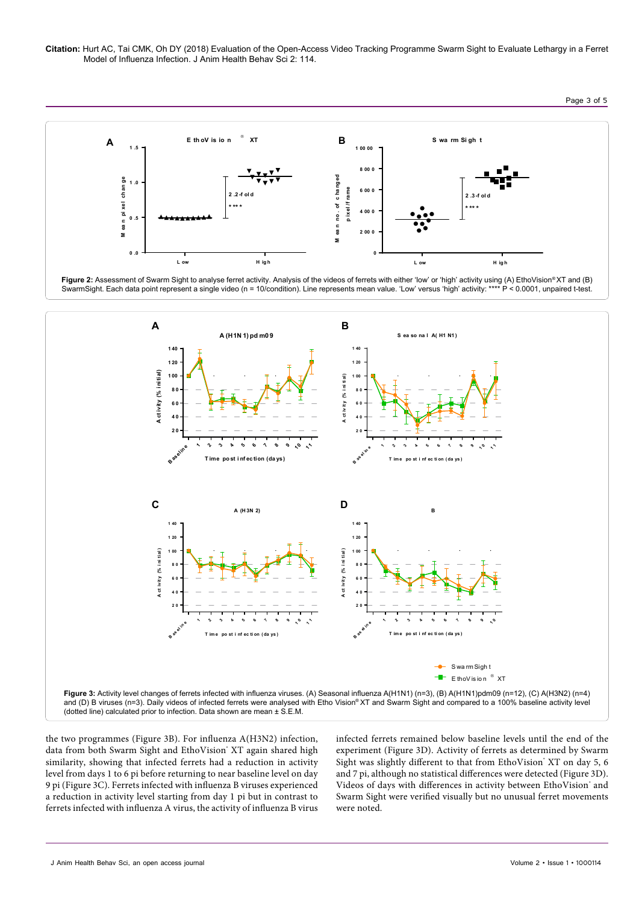**Figure 2:** Assessment of Swarm Sight to analyse ferret activity. Analysis of the videos of ferrets with either 'low' or 'high' activity using (A) EthoVision® XT and (B) SwarmSight. Each data point represent a single video (n = 10/condition). Line represents mean value. 'Low' versus 'high' activity: **** P < 0.0001, unpaired t-test.

**Figure 3:** Activity level changes of ferrets infected with influenza viruses. (A) Seasonal influenza A(H1N1) (n=3), (B) A(H1N1)pdm09 (n=12), (C) A(H3N2) (n=4) and (D) B viruses (n=3). Daily videos of infected ferrets were analysed with Etho Vision® XT and Swarm Sight and compared to a 100% baseline activity level (dotted line) calculated prior to infection. Data shown are mean ± S.E.M.

the two programmes (Figure 3B). For influenza A(H3N2) infection, data from both Swarm Sight and EthoVision® XT again shared high similarity, showing that infected ferrets had a reduction in activity level from days 1 to 6 pi before returning to near baseline level on day 9 pi (Figure 3C). Ferrets infected with influenza B viruses experienced a reduction in activity level starting from day 1 pi but in contrast to ferrets infected with influenza A virus, the activity of influenza B virus infected ferrets remained below baseline levels until the end of the experiment (Figure 3D). Activity of ferrets as determined by Swarm Sight was slightly different to that from EthoVision® XT on day 5, 6 and 7 pi, although no statistical differences were detected (Figure 3D). Videos of days with differences in activity between EthoVision® and Swarm Sight were verified visually but no unusual ferret movements were noted.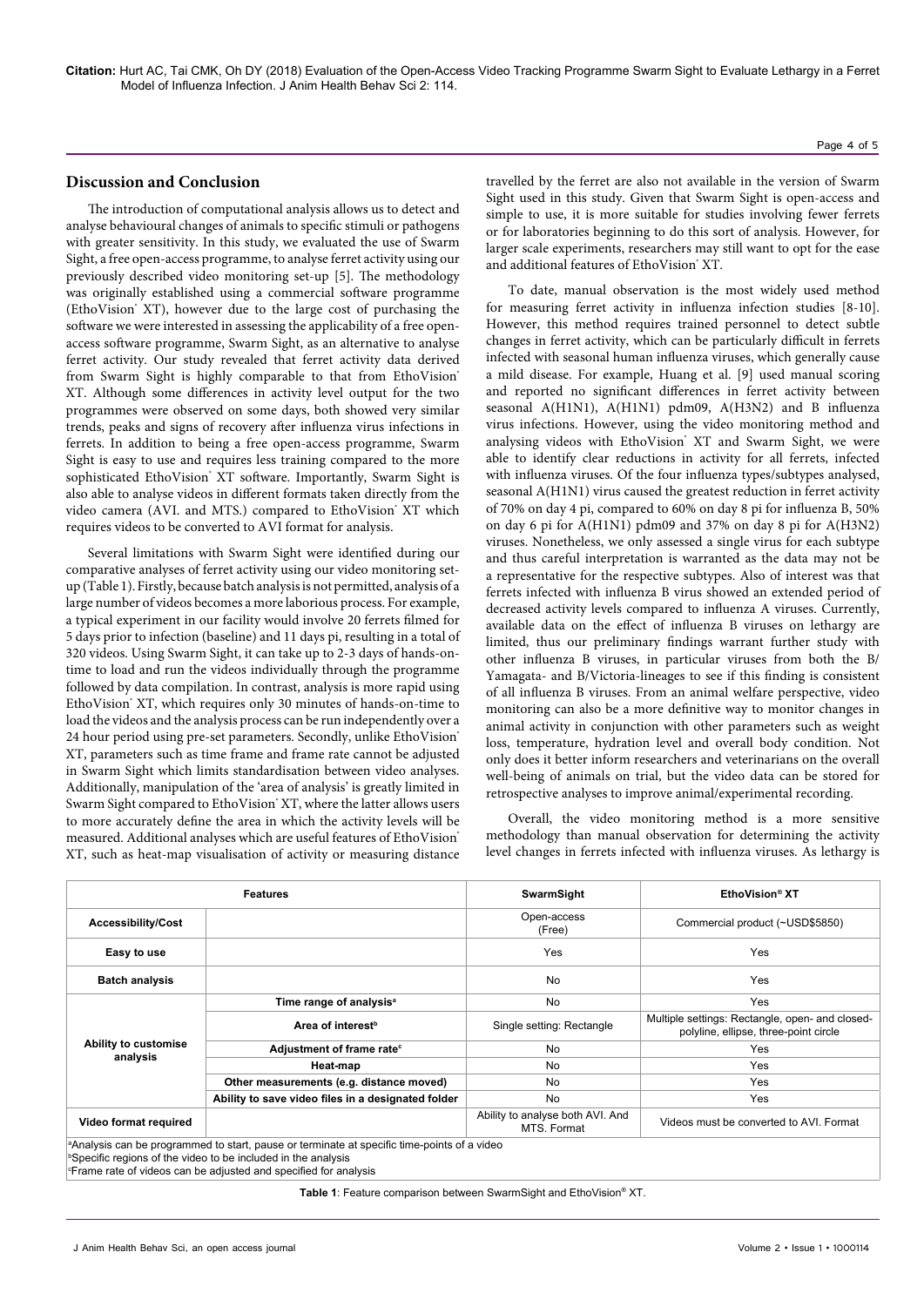## Discussion and Conclusion

The introduction of computational analysis allows us to detect and analyse behavioural changes of animals to specific stimuli or pathogens with greater sensitivity. In this study, we evaluated the use of Swarm Sight, a free open-access programme, to analyse ferret activity using our previously described video monitoring set-up [5]. The methodology was originally established using a commercial software programme (EthoVision® XT), however due to the large cost of purchasing the software we were interested in assessing the applicability of a free open-access software programme, Swarm Sight, as an alternative to analyse ferret activity. Our study revealed that ferret activity data derived from Swarm Sight is highly comparable to that from EthoVision® XT. Although some differences in activity level output for the two programmes were observed on some days, both showed very similar trends, peaks and signs of recovery after influenza virus infections in ferrets. In addition to being a free open-access programme, Swarm Sight is easy to use and requires less training compared to the more sophisticated EthoVision® XT software. Importantly, Swarm Sight is also able to analyse videos in different formats taken directly from the video camera (AVI. and MTS.) compared to EthoVision® XT which requires videos to be converted to AVI format for analysis.

Several limitations with Swarm Sight were identified during our comparative analyses of ferret activity using our video monitoring set-up (Table 1). Firstly, because batch analysis is not permitted, analysis of a large number of videos becomes a more laborious process. For example, a typical experiment in our facility would involve 20 ferrets filmed for 5 days prior to infection (baseline) and 11 days pi, resulting in a total of 320 videos. Using Swarm Sight, it can take up to 2-3 days of hands-on-time to load and run the videos individually through the programme followed by data compilation. In contrast, analysis is more rapid using EthoVision® XT, which requires only 30 minutes of hands-on-time to load the videos and the analysis process can be run independently over a 24 hour period using pre-set parameters. Secondly, unlike EthoVision® XT, parameters such as time frame and frame rate cannot be adjusted in Swarm Sight which limits standardisation between video analyses. Additionally, manipulation of the 'area of analysis' is greatly limited in Swarm Sight compared to EthoVision® XT, where the latter allows users to more accurately define the area in which the activity levels will be measured. Additional analyses which are useful features of EthoVision® XT, such as heat-map visualisation of activity or measuring distance travelled by the ferret are also not available in the version of Swarm Sight used in this study. Given that Swarm Sight is open-access and simple to use, it is more suitable for studies involving fewer ferrets or for laboratories beginning to do this sort of analysis. However, for larger scale experiments, researchers may still want to opt for the ease and additional features of EthoVision® XT.

To date, manual observation is the most widely used method for measuring ferret activity in influenza infection studies [8-10]. However, this method requires trained personnel to detect subtle changes in ferret activity, which can be particularly difficult in ferrets infected with seasonal human influenza viruses, which generally cause a mild disease. For example, Huang et al. [9] used manual scoring and reported no significant differences in ferret activity between seasonal A(H1N1), A(H1N1) pdm09, A(H3N2) and B influenza virus infections. However, using the video monitoring method and analysing videos with EthoVision® XT and Swarm Sight, we were able to identify clear reductions in activity for all ferrets, infected with influenza viruses. Of the four influenza types/subtypes analysed, seasonal A(H1N1) virus caused the greatest reduction in ferret activity of 70% on day 4 pi, compared to 60% on day 8 pi for influenza B, 50% on day 6 pi for A(H1N1) pdm09 and 37% on day 8 pi for A(H3N2) viruses. Nonetheless, we only assessed a single virus for each subtype and thus careful interpretation is warranted as the data may not be a representative for the respective subtypes. Also of interest was that ferrets infected with influenza B virus showed an extended period of decreased activity levels compared to influenza A viruses. Currently, available data on the effect of influenza B viruses on lethargy are limited, thus our preliminary findings warrant further study with other influenza B viruses, in particular viruses from both the B/Yamagata- and B/Victoria-lineages to see if this finding is consistent of all influenza B viruses. From an animal welfare perspective, video monitoring can also be a more definitive way to monitor changes in animal activity in conjunction with other parameters such as weight loss, temperature, hydration level and overall body condition. Not only does it better inform researchers and veterinarians on the overall well-being of animals on trial, but the video data can be stored for retrospective analyses to improve animal/experimental recording.

Overall, the video monitoring method is a more sensitive methodology than manual observation for determining the activity level changes in ferrets infected with influenza viruses. As lethargy is

| Features | | SwarmSight | EthoVision® XT |
|---|---|---|---|
| **Accessibility/Cost** | | Open-access (Free) | Commercial product (~USD$5850) |
| **Easy to use** | | Yes | Yes |
| **Batch analysis** | | No | Yes |
| **Ability to customise analysis** | **Time range of analysis[a]** | No | Yes |
| | **Area of interest[b]** | Single setting: Rectangle | Multiple settings: Rectangle, open- and closed-polyline, ellipse, three-point circle |
| | **Adjustment of frame rate[c]** | No | Yes |
| | **Heat-map** | No | Yes |
| | **Other measurements (e.g. distance moved)** | No | Yes |
| | **Ability to save video files in a designated folder** | No | Yes |
| **Video format required** | | Ability to analyse both AVI. And MTS. Format | Videos must be converted to AVI. Format |

[a]Analysis can be programmed to start, pause or terminate at specific time-points of a video
[b]Specific regions of the video to be included in the analysis
[c]Frame rate of videos can be adjusted and specified for analysis

**Table 1**: Feature comparison between SwarmSight and EthoVision® XT.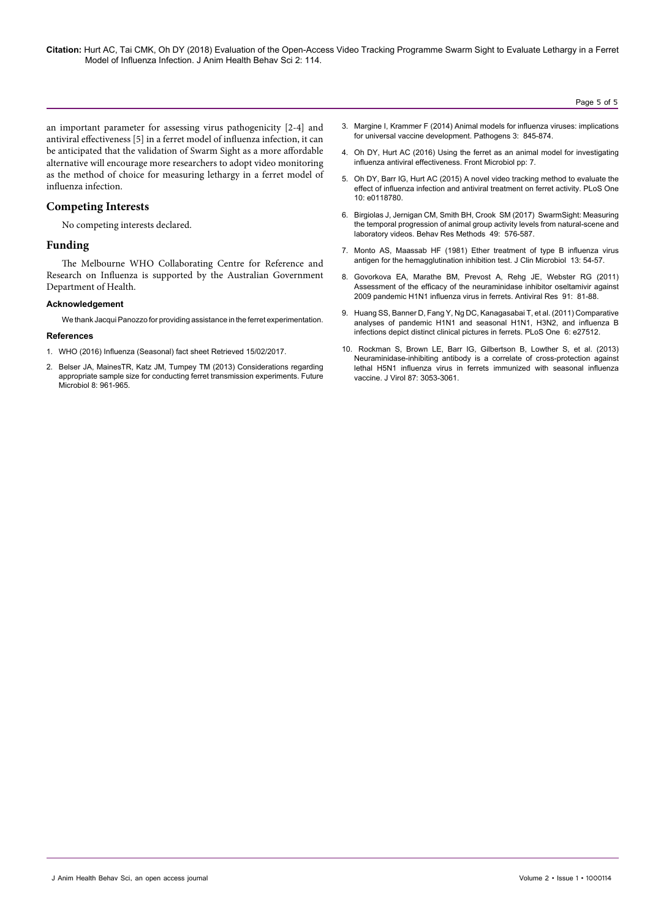an important parameter for assessing virus pathogenicity [2-4] and antiviral effectiveness [5] in a ferret model of influenza infection, it can be anticipated that the validation of Swarm Sight as a more affordable alternative will encourage more researchers to adopt video monitoring as the method of choice for measuring lethargy in a ferret model of influenza infection.

## Competing Interests

No competing interests declared.

## Funding

The Melbourne WHO Collaborating Centre for Reference and Research on Influenza is supported by the Australian Government Department of Health.

#### Acknowledgement

We thank Jacqui Panozzo for providing assistance in the ferret experimentation.

#### References

1. WHO (2016) Influenza (Seasonal) fact sheet Retrieved 15/02/2017.
2. Belser JA, MainesTR, Katz JM, Tumpey TM (2013) Considerations regarding appropriate sample size for conducting ferret transmission experiments. Future Microbiol 8: 961-965.
3. Margine I, Krammer F (2014) Animal models for influenza viruses: implications for universal vaccine development. Pathogens 3: 845-874.
4. Oh DY, Hurt AC (2016) Using the ferret as an animal model for investigating influenza antiviral effectiveness. Front Microbiol pp: 7.
5. Oh DY, Barr IG, Hurt AC (2015) A novel video tracking method to evaluate the effect of influenza infection and antiviral treatment on ferret activity. PLoS One 10: e0118780.
6. Birgiolas J, Jernigan CM, Smith BH, Crook SM (2017) SwarmSight: Measuring the temporal progression of animal group activity levels from natural-scene and laboratory videos. Behav Res Methods 49: 576-587.
7. Monto AS, Maassab HF (1981) Ether treatment of type B influenza virus antigen for the hemagglutination inhibition test. J Clin Microbiol 13: 54-57.
8. Govorkova EA, Marathe BM, Prevost A, Rehg JE, Webster RG (2011) Assessment of the efficacy of the neuraminidase inhibitor oseltamivir against 2009 pandemic H1N1 influenza virus in ferrets. Antiviral Res 91: 81-88.
9. Huang SS, Banner D, Fang Y, Ng DC, Kanagasabai T, et al. (2011) Comparative analyses of pandemic H1N1 and seasonal H1N1, H3N2, and influenza B infections depict distinct clinical pictures in ferrets. PLoS One 6: e27512.
10. Rockman S, Brown LE, Barr IG, Gilbertson B, Lowther S, et al. (2013) Neuraminidase-inhibiting antibody is a correlate of cross-protection against lethal H5N1 influenza virus in ferrets immunized with seasonal influenza vaccine. J Virol 87: 3053-3061.